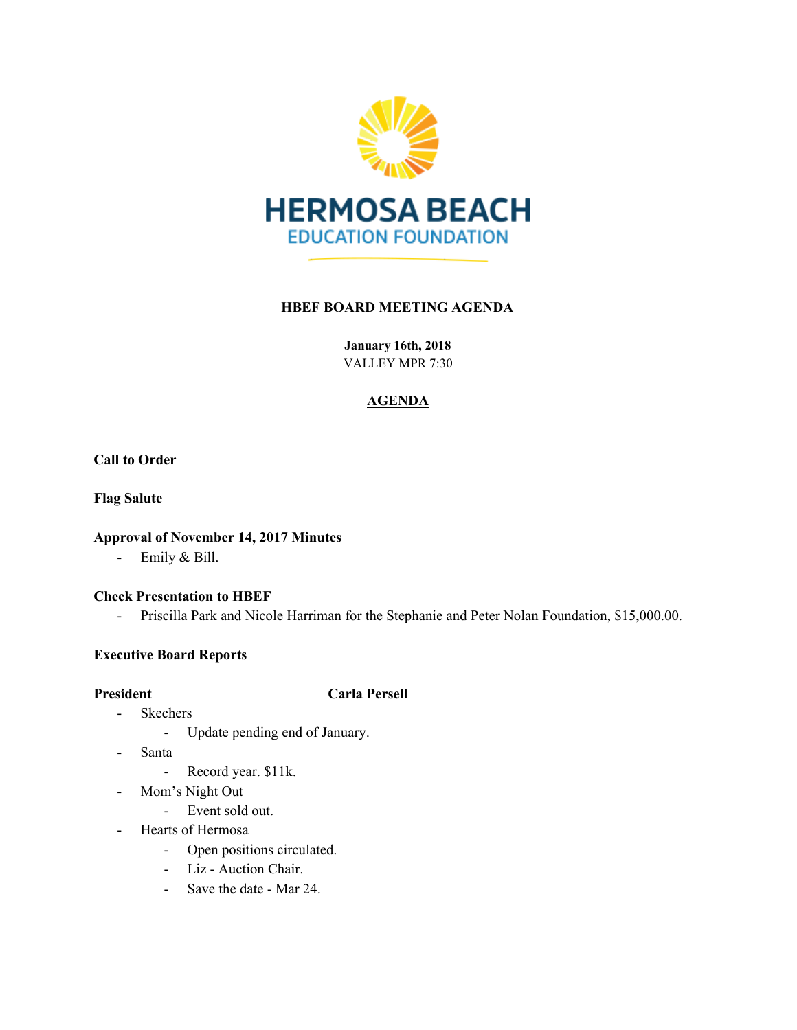HERMOSA BEACH
EDUCATION FOUNDATION

**HBEF BOARD MEETING AGENDA**

**January 16th, 2018**
VALLEY MPR 7:30

**AGENDA**

**Call to Order**

**Flag Salute**

**Approval of November 14, 2017 Minutes**

- Emily & Bill.

**Check Presentation to HBEF**

- Priscilla Park and Nicole Harriman for the Stephanie and Peter Nolan Foundation, $15,000.00.

**Executive Board Reports**

**President** **Carla Persell**

- Skechers
  - Update pending end of January.
- Santa
  - Record year. $11k.
- Mom's Night Out
  - Event sold out.
- Hearts of Hermosa
  - Open positions circulated.
  - Liz - Auction Chair.
  - Save the date - Mar 24.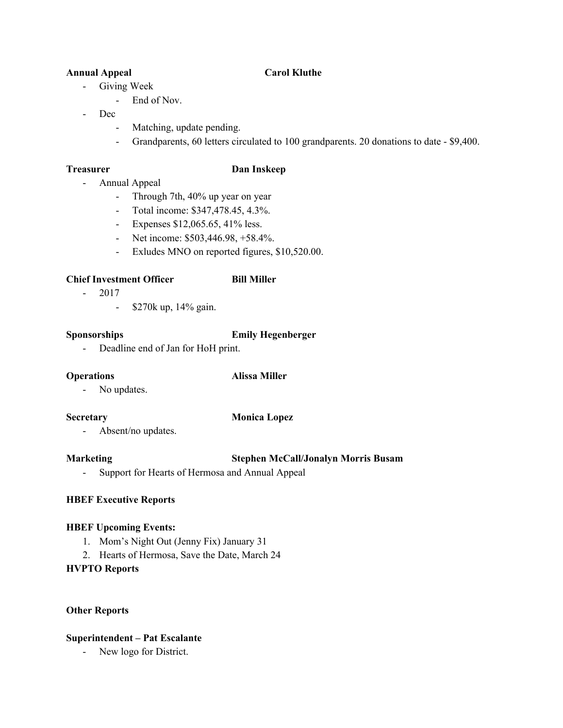**Annual Appeal** **Carol Kluthe**

- Giving Week
    - End of Nov.
- Dec
    - Matching, update pending.
    - Grandparents, 60 letters circulated to 100 grandparents. 20 donations to date - $9,400.

**Treasurer** **Dan Inskeep**

- Annual Appeal
    - Through 7th, 40% up year on year
    - Total income: $347,478.45, 4.3%.
    - Expenses $12,065.65, 41% less.
    - Net income: $503,446.98, +58.4%.
    - Exludes MNO on reported figures, $10,520.00.

**Chief Investment Officer** **Bill Miller**

- 2017
    - $270k up, 14% gain.

**Sponsorships** **Emily Hegenberger**

- Deadline end of Jan for HoH print.

**Operations** **Alissa Miller**

- No updates.

**Secretary** **Monica Lopez**

- Absent/no updates.

**Marketing** **Stephen McCall/Jonalyn Morris Busam**

- Support for Hearts of Hermosa and Annual Appeal

**HBEF Executive Reports**

**HBEF Upcoming Events:**

1. Mom's Night Out (Jenny Fix) January 31
2. Hearts of Hermosa, Save the Date, March 24

**HVPTO Reports**

**Other Reports**

**Superintendent – Pat Escalante**

- New logo for District.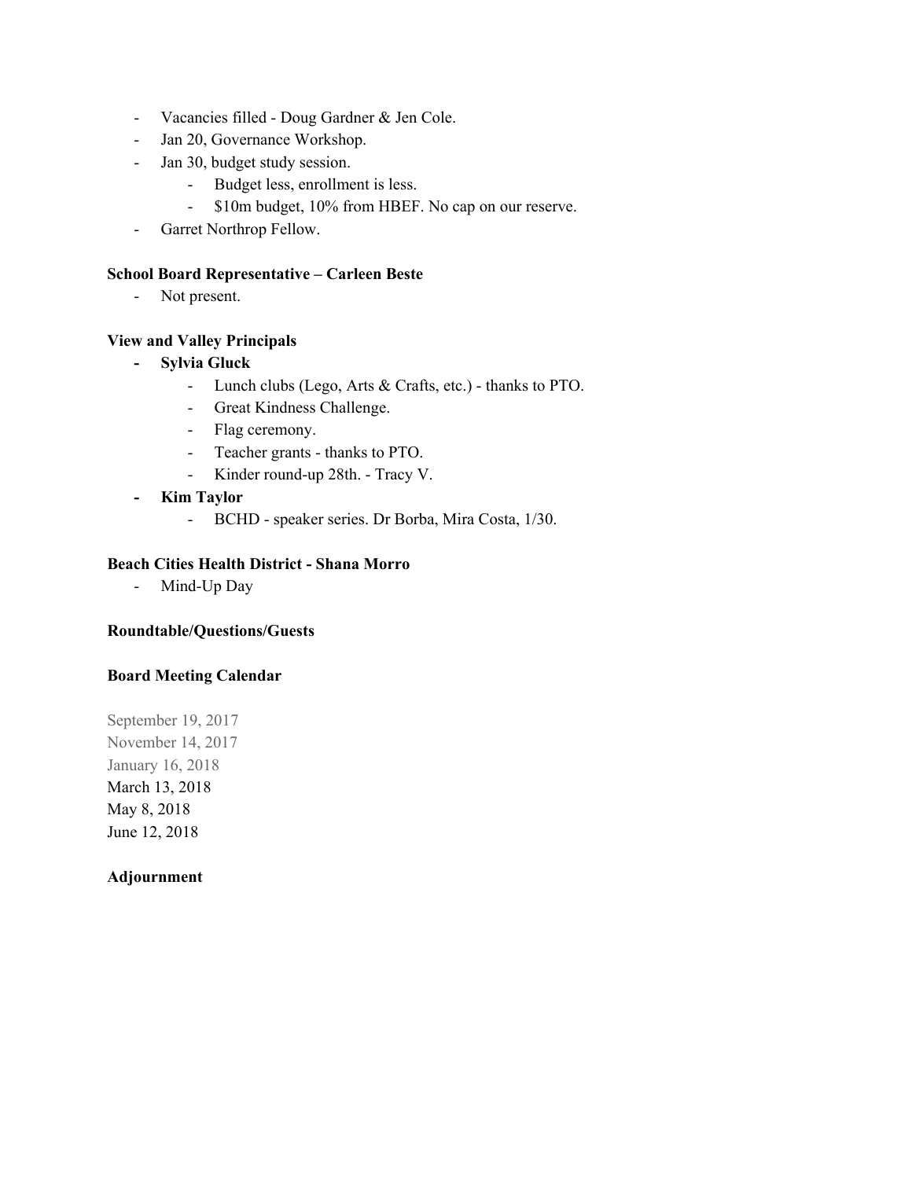- Vacancies filled - Doug Gardner & Jen Cole.
- Jan 20, Governance Workshop.
- Jan 30, budget study session.
    - Budget less, enrollment is less.
    - $10m budget, 10% from HBEF. No cap on our reserve.
- Garret Northrop Fellow.

**School Board Representative – Carleen Beste**

- Not present.

**View and Valley Principals**

- **Sylvia Gluck**
    - Lunch clubs (Lego, Arts & Crafts, etc.) - thanks to PTO.
    - Great Kindness Challenge.
    - Flag ceremony.
    - Teacher grants - thanks to PTO.
    - Kinder round-up 28th. - Tracy V.
- **Kim Taylor**
    - BCHD - speaker series. Dr Borba, Mira Costa, 1/30.

**Beach Cities Health District - Shana Morro**

- Mind-Up Day

**Roundtable/Questions/Guests**

**Board Meeting Calendar**

September 19, 2017
November 14, 2017
January 16, 2018
March 13, 2018
May 8, 2018
June 12, 2018

**Adjournment**